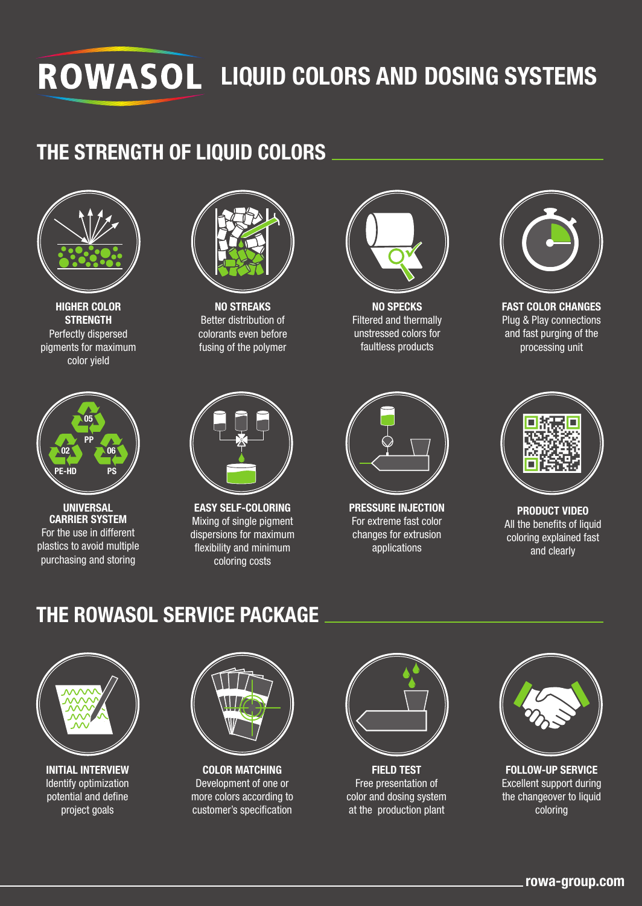# ROWASOL LIQUID COLORS AND DOSING SYSTEMS

## THE STRENGTH OF LIQUID COLORS

**HIGHER COLOR STRENGTH**
Perfectly dispersed pigments for maximum color yield

**NO STREAKS**
Better distribution of colorants even before fusing of the polymer

**NO SPECKS**
Filtered and thermally unstressed colors for faultless products

**FAST COLOR CHANGES**
Plug & Play connections and fast purging of the processing unit

**UNIVERSAL CARRIER SYSTEM**
For the use in different plastics to avoid multiple purchasing and storing

**EASY SELF-COLORING**
Mixing of single pigment dispersions for maximum flexibility and minimum coloring costs

**PRESSURE INJECTION**
For extreme fast color changes for extrusion applications

**PRODUCT VIDEO**
All the benefits of liquid coloring explained fast and clearly

## THE ROWASOL SERVICE PACKAGE

**INITIAL INTERVIEW**
Identify optimization potential and define project goals

**COLOR MATCHING**
Development of one or more colors according to customer's specification

**FIELD TEST**
Free presentation of color and dosing system at the production plant

**FOLLOW-UP SERVICE**
Excellent support during the changeover to liquid coloring

rowa-group.com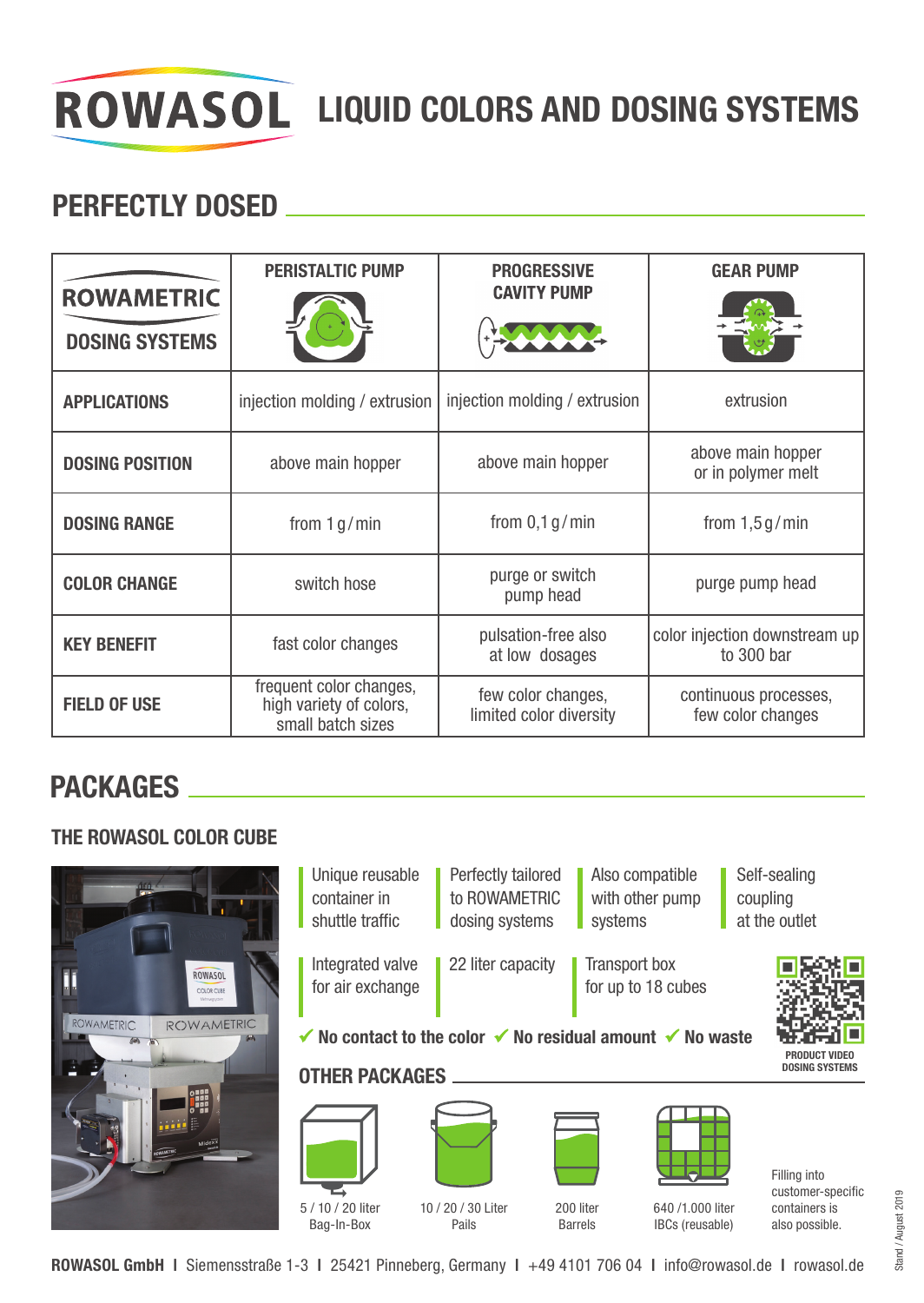# ROWASOL LIQUID COLORS AND DOSING SYSTEMS

## PERFECTLY DOSED

| ROWAMETRIC DOSING SYSTEMS | PERISTALTIC PUMP | PROGRESSIVE CAVITY PUMP | GEAR PUMP |
|---|---|---|---|
| **APPLICATIONS** | injection molding / extrusion | injection molding / extrusion | extrusion |
| **DOSING POSITION** | above main hopper | above main hopper | above main hopper or in polymer melt |
| **DOSING RANGE** | from 1 g/min | from 0,1 g/min | from 1,5 g/min |
| **COLOR CHANGE** | switch hose | purge or switch pump head | purge pump head |
| **KEY BENEFIT** | fast color changes | pulsation-free also at low dosages | color injection downstream up to 300 bar |
| **FIELD OF USE** | frequent color changes, high variety of colors, small batch sizes | few color changes, limited color diversity | continuous processes, few color changes |

## PACKAGES

### THE ROWASOL COLOR CUBE

- Unique reusable container in shuttle traffic
- Perfectly tailored to ROWAMETRIC dosing systems
- Also compatible with other pump systems
- Self-sealing coupling at the outlet
- Integrated valve for air exchange
- 22 liter capacity
- Transport box for up to 18 cubes

✔ **No contact to the color** ✔ **No residual amount** ✔ **No waste**

PRODUCT VIDEO DOSING SYSTEMS

### OTHER PACKAGES

- 5 / 10 / 20 liter Bag-In-Box
- 10 / 20 / 30 Liter Pails
- 200 liter Barrels
- 640 /1.000 liter IBCs (reusable)
- Filling into customer-specific containers is also possible.

**ROWASOL GmbH** I Siemensstraße 1-3 I 25421 Pinneberg, Germany I +49 4101 706 04 I info@rowasol.de I rowasol.de

Stand / August 2019